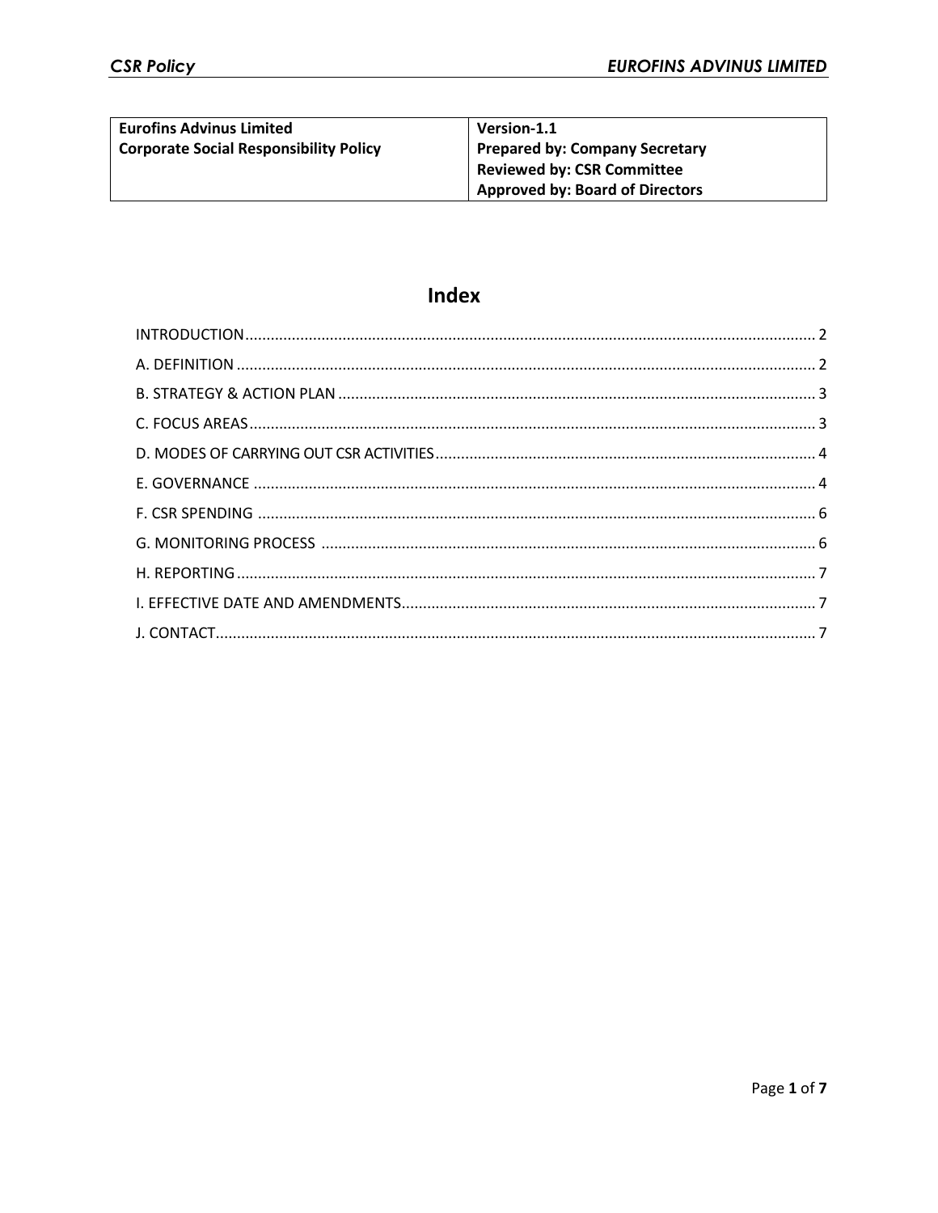| Eurofins Advinus Limited<br>Corporate Social Responsibility Policy | Version-1.1<br>Prepared by: Company Secretary<br>Reviewed by: CSR Committee<br>Approved by: Board of Directors |
|---|---|

# Index

INTRODUCTION ........ 2

A. DEFINITION ........ 2

B. STRATEGY & ACTION PLAN ........ 3

C. FOCUS AREAS ........ 3

D. MODES OF CARRYING OUT CSR ACTIVITIES ........ 4

E. GOVERNANCE ........ 4

F. CSR SPENDING ........ 6

G. MONITORING PROCESS ........ 6

H. REPORTING ........ 7

I. EFFECTIVE DATE AND AMENDMENTS ........ 7

J. CONTACT ........ 7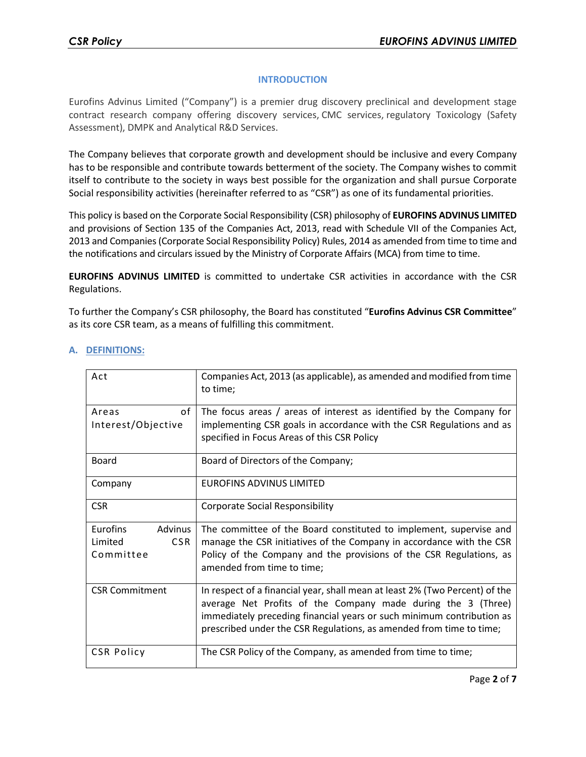## INTRODUCTION

Eurofins Advinus Limited ("Company") is a premier drug discovery preclinical and development stage contract research company offering discovery services, CMC services, regulatory Toxicology (Safety Assessment), DMPK and Analytical R&D Services.

The Company believes that corporate growth and development should be inclusive and every Company has to be responsible and contribute towards betterment of the society. The Company wishes to commit itself to contribute to the society in ways best possible for the organization and shall pursue Corporate Social responsibility activities (hereinafter referred to as "CSR") as one of its fundamental priorities.

This policy is based on the Corporate Social Responsibility (CSR) philosophy of **EUROFINS ADVINUS LIMITED** and provisions of Section 135 of the Companies Act, 2013, read with Schedule VII of the Companies Act, 2013 and Companies (Corporate Social Responsibility Policy) Rules, 2014 as amended from time to time and the notifications and circulars issued by the Ministry of Corporate Affairs (MCA) from time to time.

**EUROFINS ADVINUS LIMITED** is committed to undertake CSR activities in accordance with the CSR Regulations.

To further the Company's CSR philosophy, the Board has constituted "**Eurofins Advinus CSR Committee**" as its core CSR team, as a means of fulfilling this commitment.

### A. DEFINITIONS:

| | |
|---|---|
| Act | Companies Act, 2013 (as applicable), as amended and modified from time to time; |
| Areas of Interest/Objective | The focus areas / areas of interest as identified by the Company for implementing CSR goals in accordance with the CSR Regulations and as specified in Focus Areas of this CSR Policy |
| Board | Board of Directors of the Company; |
| Company | EUROFINS ADVINUS LIMITED |
| CSR | Corporate Social Responsibility |
| Eurofins Advinus Limited CSR Committee | The committee of the Board constituted to implement, supervise and manage the CSR initiatives of the Company in accordance with the CSR Policy of the Company and the provisions of the CSR Regulations, as amended from time to time; |
| CSR Commitment | In respect of a financial year, shall mean at least 2% (Two Percent) of the average Net Profits of the Company made during the 3 (Three) immediately preceding financial years or such minimum contribution as prescribed under the CSR Regulations, as amended from time to time; |
| CSR Policy | The CSR Policy of the Company, as amended from time to time; |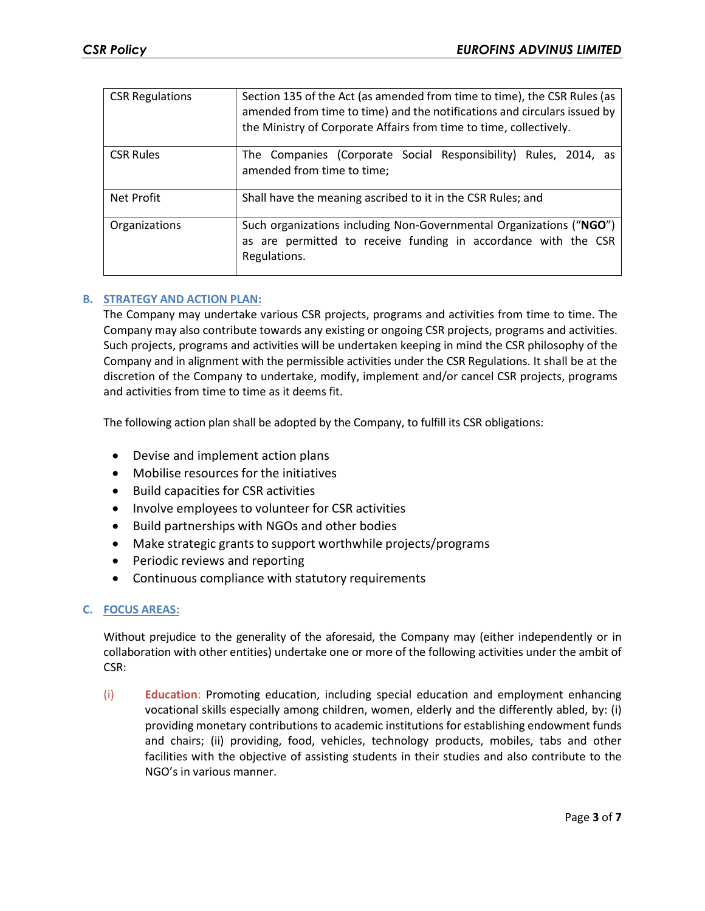| CSR Regulations | Section 135 of the Act (as amended from time to time), the CSR Rules (as amended from time to time) and the notifications and circulars issued by the Ministry of Corporate Affairs from time to time, collectively. |
|---|---|
| CSR Rules | The Companies (Corporate Social Responsibility) Rules, 2014, as amended from time to time; |
| Net Profit | Shall have the meaning ascribed to it in the CSR Rules; and |
| Organizations | Such organizations including Non-Governmental Organizations ("**NGO**") as are permitted to receive funding in accordance with the CSR Regulations. |

## B. STRATEGY AND ACTION PLAN:

The Company may undertake various CSR projects, programs and activities from time to time. The Company may also contribute towards any existing or ongoing CSR projects, programs and activities. Such projects, programs and activities will be undertaken keeping in mind the CSR philosophy of the Company and in alignment with the permissible activities under the CSR Regulations. It shall be at the discretion of the Company to undertake, modify, implement and/or cancel CSR projects, programs and activities from time to time as it deems fit.

The following action plan shall be adopted by the Company, to fulfill its CSR obligations:

- Devise and implement action plans
- Mobilise resources for the initiatives
- Build capacities for CSR activities
- Involve employees to volunteer for CSR activities
- Build partnerships with NGOs and other bodies
- Make strategic grants to support worthwhile projects/programs
- Periodic reviews and reporting
- Continuous compliance with statutory requirements

## C. FOCUS AREAS:

Without prejudice to the generality of the aforesaid, the Company may (either independently or in collaboration with other entities) undertake one or more of the following activities under the ambit of CSR:

(i) **Education**: Promoting education, including special education and employment enhancing vocational skills especially among children, women, elderly and the differently abled, by: (i) providing monetary contributions to academic institutions for establishing endowment funds and chairs; (ii) providing, food, vehicles, technology products, mobiles, tabs and other facilities with the objective of assisting students in their studies and also contribute to the NGO's in various manner.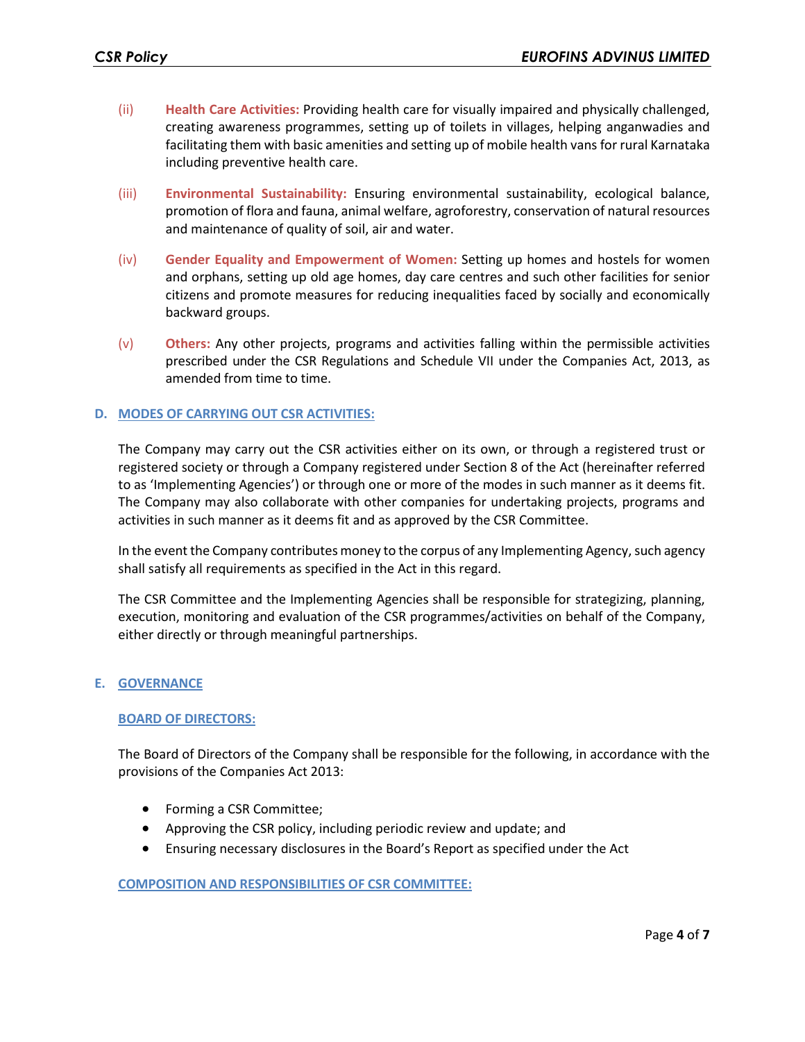(ii) **Health Care Activities:** Providing health care for visually impaired and physically challenged, creating awareness programmes, setting up of toilets in villages, helping anganwadies and facilitating them with basic amenities and setting up of mobile health vans for rural Karnataka including preventive health care.

(iii) **Environmental Sustainability:** Ensuring environmental sustainability, ecological balance, promotion of flora and fauna, animal welfare, agroforestry, conservation of natural resources and maintenance of quality of soil, air and water.

(iv) **Gender Equality and Empowerment of Women:** Setting up homes and hostels for women and orphans, setting up old age homes, day care centres and such other facilities for senior citizens and promote measures for reducing inequalities faced by socially and economically backward groups.

(v) **Others:** Any other projects, programs and activities falling within the permissible activities prescribed under the CSR Regulations and Schedule VII under the Companies Act, 2013, as amended from time to time.

## D. MODES OF CARRYING OUT CSR ACTIVITIES:

The Company may carry out the CSR activities either on its own, or through a registered trust or registered society or through a Company registered under Section 8 of the Act (hereinafter referred to as 'Implementing Agencies') or through one or more of the modes in such manner as it deems fit. The Company may also collaborate with other companies for undertaking projects, programs and activities in such manner as it deems fit and as approved by the CSR Committee.

In the event the Company contributes money to the corpus of any Implementing Agency, such agency shall satisfy all requirements as specified in the Act in this regard.

The CSR Committee and the Implementing Agencies shall be responsible for strategizing, planning, execution, monitoring and evaluation of the CSR programmes/activities on behalf of the Company, either directly or through meaningful partnerships.

## E. GOVERNANCE

### BOARD OF DIRECTORS:

The Board of Directors of the Company shall be responsible for the following, in accordance with the provisions of the Companies Act 2013:

- Forming a CSR Committee;
- Approving the CSR policy, including periodic review and update; and
- Ensuring necessary disclosures in the Board's Report as specified under the Act

### COMPOSITION AND RESPONSIBILITIES OF CSR COMMITTEE: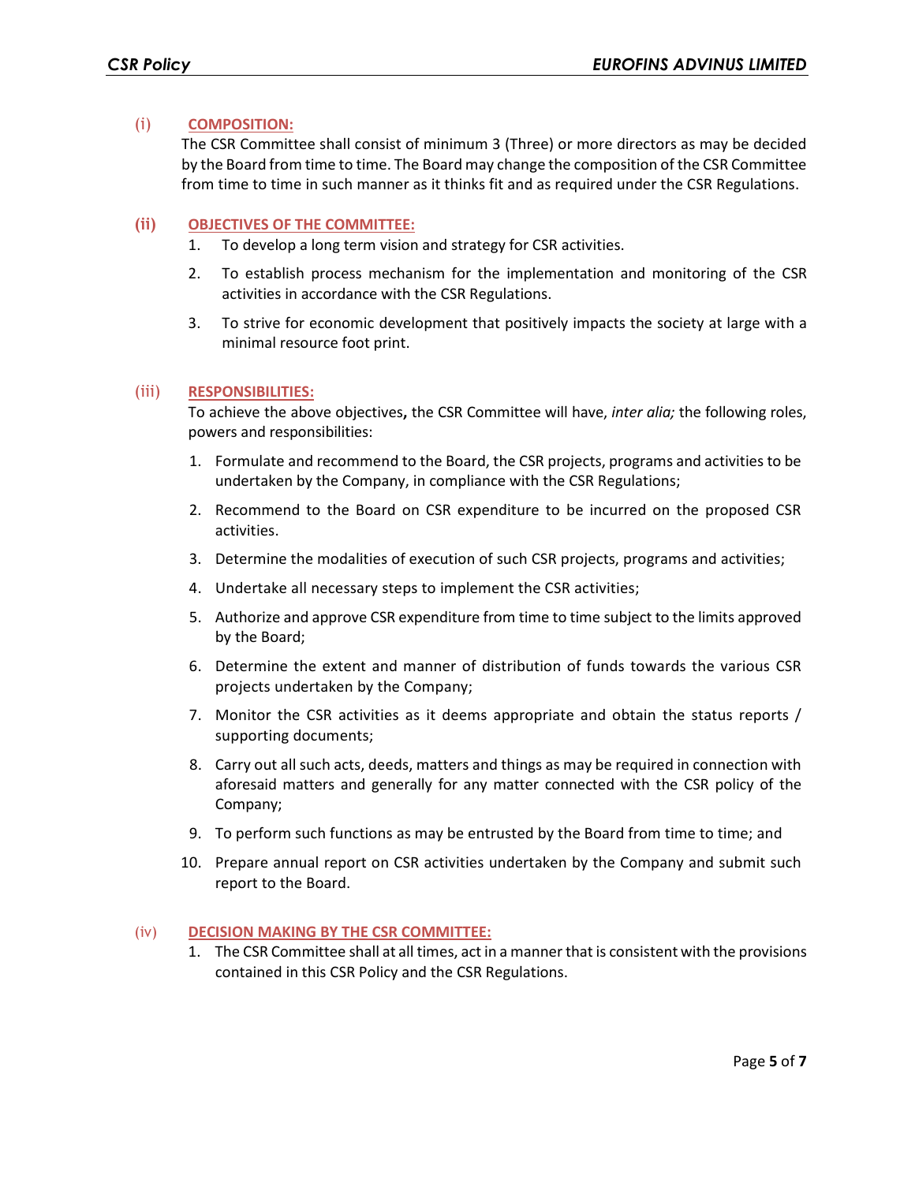(i) **COMPOSITION:**

The CSR Committee shall consist of minimum 3 (Three) or more directors as may be decided by the Board from time to time. The Board may change the composition of the CSR Committee from time to time in such manner as it thinks fit and as required under the CSR Regulations.

**(ii) OBJECTIVES OF THE COMMITTEE:**

1. To develop a long term vision and strategy for CSR activities.
2. To establish process mechanism for the implementation and monitoring of the CSR activities in accordance with the CSR Regulations.
3. To strive for economic development that positively impacts the society at large with a minimal resource foot print.

(iii) **RESPONSIBILITIES:**

To achieve the above objectives**,** the CSR Committee will have, *inter alia;* the following roles, powers and responsibilities:

1. Formulate and recommend to the Board, the CSR projects, programs and activities to be undertaken by the Company, in compliance with the CSR Regulations;
2. Recommend to the Board on CSR expenditure to be incurred on the proposed CSR activities.
3. Determine the modalities of execution of such CSR projects, programs and activities;
4. Undertake all necessary steps to implement the CSR activities;
5. Authorize and approve CSR expenditure from time to time subject to the limits approved by the Board;
6. Determine the extent and manner of distribution of funds towards the various CSR projects undertaken by the Company;
7. Monitor the CSR activities as it deems appropriate and obtain the status reports / supporting documents;
8. Carry out all such acts, deeds, matters and things as may be required in connection with aforesaid matters and generally for any matter connected with the CSR policy of the Company;
9. To perform such functions as may be entrusted by the Board from time to time; and
10. Prepare annual report on CSR activities undertaken by the Company and submit such report to the Board.

(iv) **DECISION MAKING BY THE CSR COMMITTEE:**

1. The CSR Committee shall at all times, act in a manner that is consistent with the provisions contained in this CSR Policy and the CSR Regulations.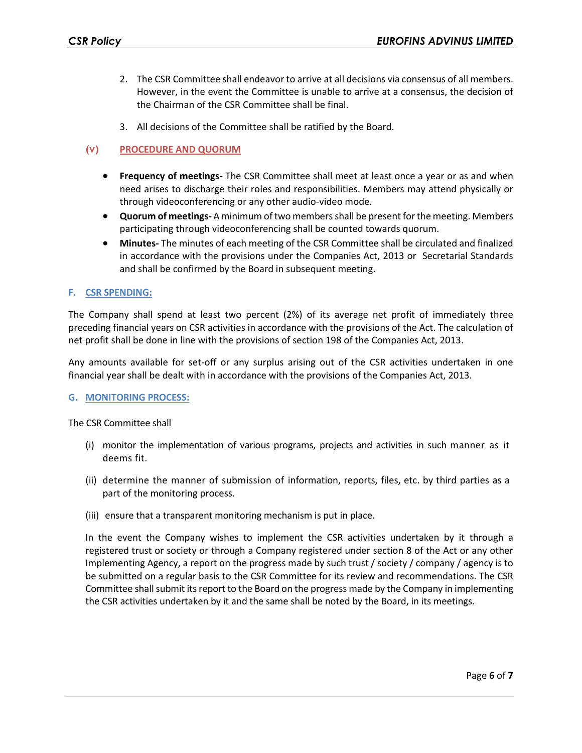2. The CSR Committee shall endeavor to arrive at all decisions via consensus of all members. However, in the event the Committee is unable to arrive at a consensus, the decision of the Chairman of the CSR Committee shall be final.

3. All decisions of the Committee shall be ratified by the Board.

### (v) PROCEDURE AND QUORUM

- **Frequency of meetings-** The CSR Committee shall meet at least once a year or as and when need arises to discharge their roles and responsibilities. Members may attend physically or through videoconferencing or any other audio-video mode.
- **Quorum of meetings-** A minimum of two members shall be present for the meeting. Members participating through videoconferencing shall be counted towards quorum.
- **Minutes-** The minutes of each meeting of the CSR Committee shall be circulated and finalized in accordance with the provisions under the Companies Act, 2013 or Secretarial Standards and shall be confirmed by the Board in subsequent meeting.

## F. CSR SPENDING:

The Company shall spend at least two percent (2%) of its average net profit of immediately three preceding financial years on CSR activities in accordance with the provisions of the Act. The calculation of net profit shall be done in line with the provisions of section 198 of the Companies Act, 2013.

Any amounts available for set-off or any surplus arising out of the CSR activities undertaken in one financial year shall be dealt with in accordance with the provisions of the Companies Act, 2013.

## G. MONITORING PROCESS:

The CSR Committee shall

(i) monitor the implementation of various programs, projects and activities in such manner as it deems fit.

(ii) determine the manner of submission of information, reports, files, etc. by third parties as a part of the monitoring process.

(iii) ensure that a transparent monitoring mechanism is put in place.

In the event the Company wishes to implement the CSR activities undertaken by it through a registered trust or society or through a Company registered under section 8 of the Act or any other Implementing Agency, a report on the progress made by such trust / society / company / agency is to be submitted on a regular basis to the CSR Committee for its review and recommendations. The CSR Committee shall submit its report to the Board on the progress made by the Company in implementing the CSR activities undertaken by it and the same shall be noted by the Board, in its meetings.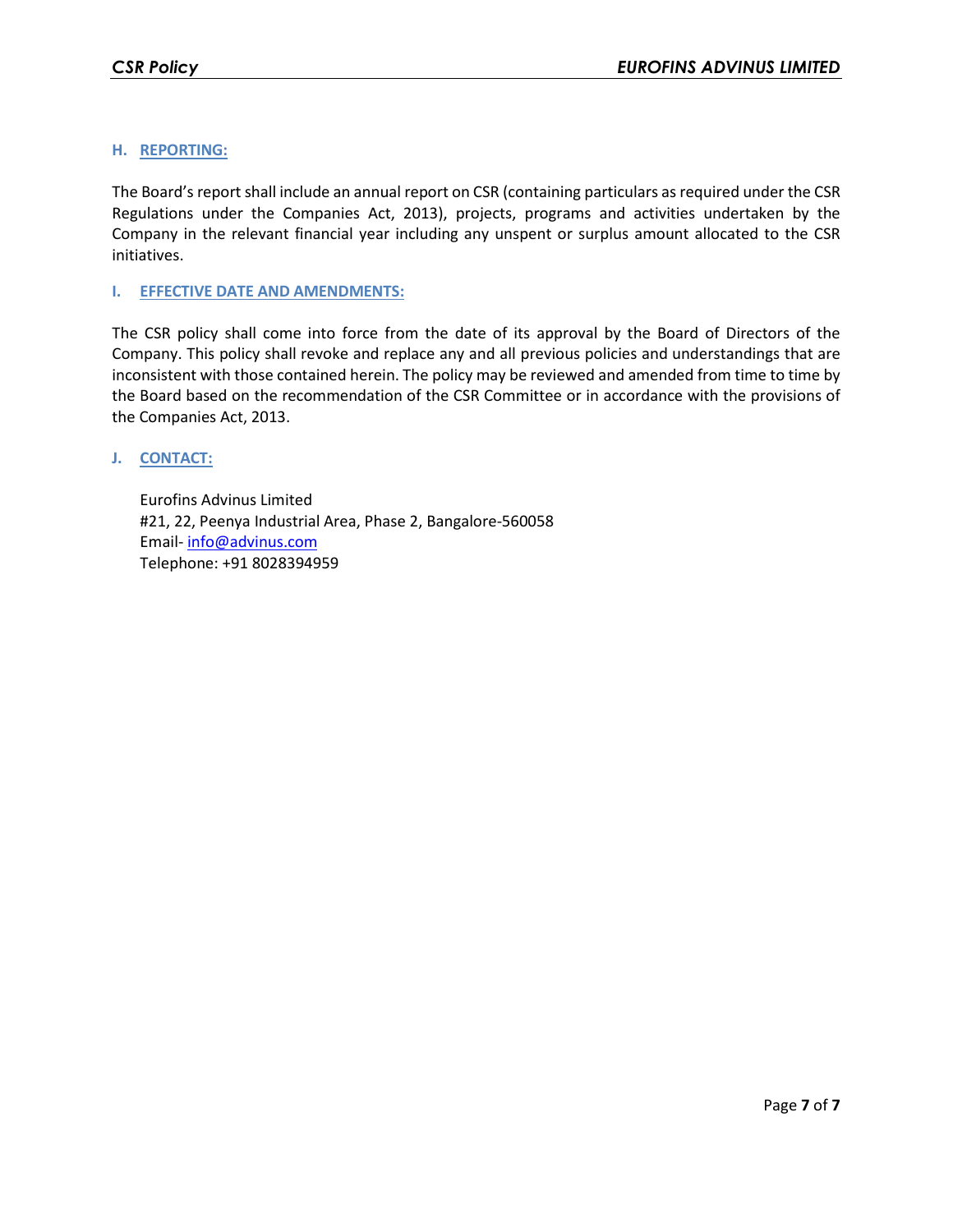## H. REPORTING:

The Board's report shall include an annual report on CSR (containing particulars as required under the CSR Regulations under the Companies Act, 2013), projects, programs and activities undertaken by the Company in the relevant financial year including any unspent or surplus amount allocated to the CSR initiatives.

## I. EFFECTIVE DATE AND AMENDMENTS:

The CSR policy shall come into force from the date of its approval by the Board of Directors of the Company. This policy shall revoke and replace any and all previous policies and understandings that are inconsistent with those contained herein. The policy may be reviewed and amended from time to time by the Board based on the recommendation of the CSR Committee or in accordance with the provisions of the Companies Act, 2013.

## J. CONTACT:

Eurofins Advinus Limited
#21, 22, Peenya Industrial Area, Phase 2, Bangalore-560058
Email- info@advinus.com
Telephone: +91 8028394959